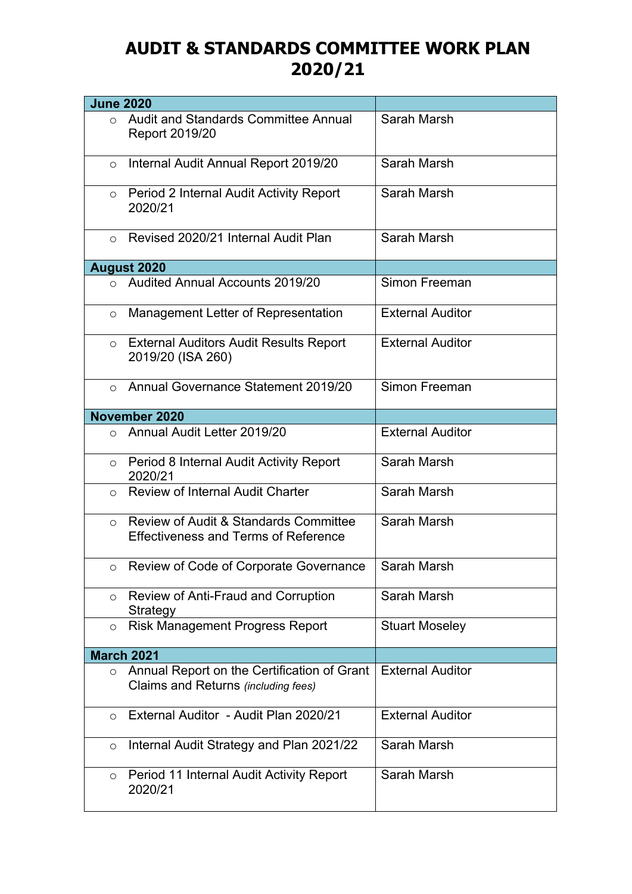# AUDIT & STANDARDS COMMITTEE WORK PLAN 2020/21

| **June 2020** | |
|---|---|
| ○ Audit and Standards Committee Annual Report 2019/20 | Sarah Marsh |
| ○ Internal Audit Annual Report 2019/20 | Sarah Marsh |
| ○ Period 2 Internal Audit Activity Report 2020/21 | Sarah Marsh |
| ○ Revised 2020/21 Internal Audit Plan | Sarah Marsh |
| **August 2020** | |
| ○ Audited Annual Accounts 2019/20 | Simon Freeman |
| ○ Management Letter of Representation | External Auditor |
| ○ External Auditors Audit Results Report 2019/20 (ISA 260) | External Auditor |
| ○ Annual Governance Statement 2019/20 | Simon Freeman |
| **November 2020** | |
| ○ Annual Audit Letter 2019/20 | External Auditor |
| ○ Period 8 Internal Audit Activity Report 2020/21 | Sarah Marsh |
| ○ Review of Internal Audit Charter | Sarah Marsh |
| ○ Review of Audit & Standards Committee Effectiveness and Terms of Reference | Sarah Marsh |
| ○ Review of Code of Corporate Governance | Sarah Marsh |
| ○ Review of Anti-Fraud and Corruption Strategy | Sarah Marsh |
| ○ Risk Management Progress Report | Stuart Moseley |
| **March 2021** | |
| ○ Annual Report on the Certification of Grant Claims and Returns *(including fees)* | External Auditor |
| ○ External Auditor - Audit Plan 2020/21 | External Auditor |
| ○ Internal Audit Strategy and Plan 2021/22 | Sarah Marsh |
| ○ Period 11 Internal Audit Activity Report 2020/21 | Sarah Marsh |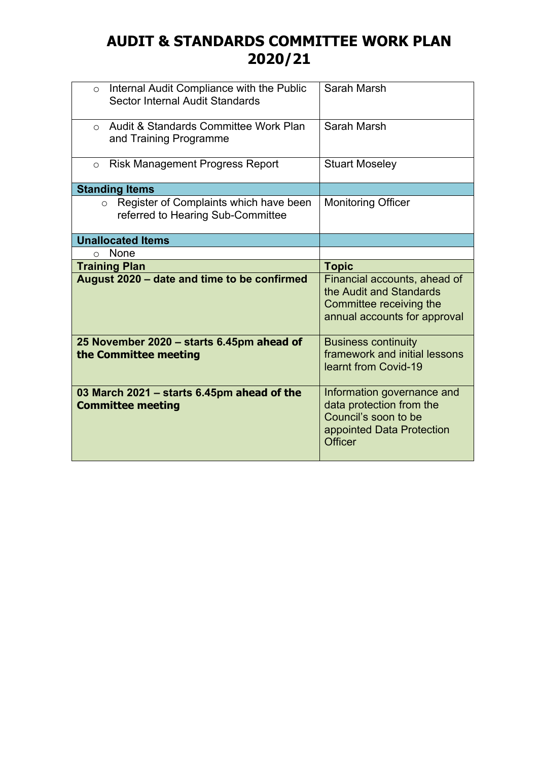# AUDIT & STANDARDS COMMITTEE WORK PLAN 2020/21

| | |
|---|---|
| ○ Internal Audit Compliance with the Public Sector Internal Audit Standards | Sarah Marsh |
| ○ Audit & Standards Committee Work Plan and Training Programme | Sarah Marsh |
| ○ Risk Management Progress Report | Stuart Moseley |
| **Standing Items** | |
| ○ Register of Complaints which have been referred to Hearing Sub-Committee | Monitoring Officer |
| **Unallocated Items** | |
| ○ None | |
| **Training Plan** | **Topic** |
| **August 2020 – date and time to be confirmed** | Financial accounts, ahead of the Audit and Standards Committee receiving the annual accounts for approval |
| **25 November 2020 – starts 6.45pm ahead of the Committee meeting** | Business continuity framework and initial lessons learnt from Covid-19 |
| **03 March 2021 – starts 6.45pm ahead of the Committee meeting** | Information governance and data protection from the Council's soon to be appointed Data Protection Officer |